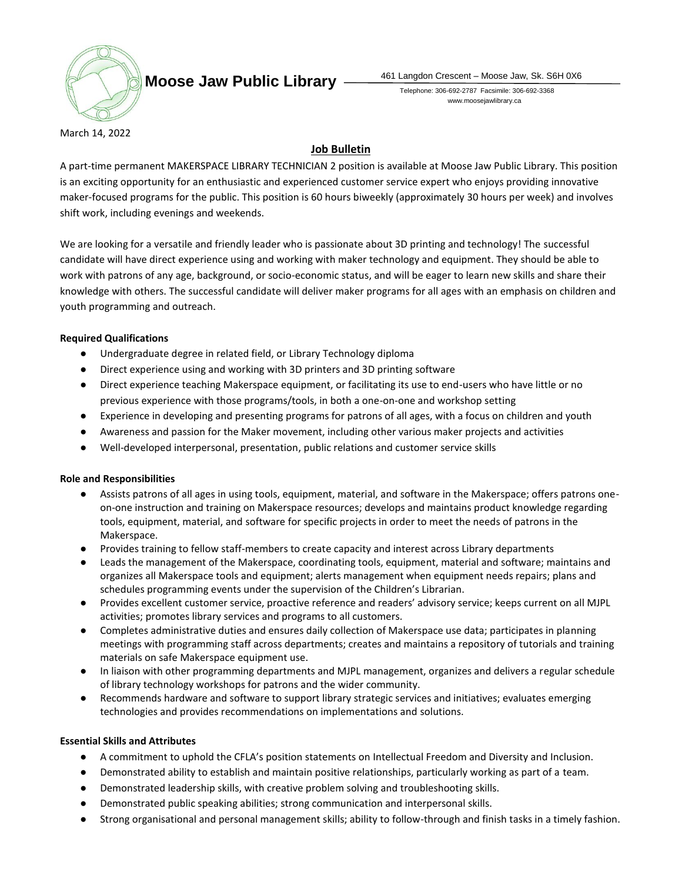**Moose Jaw Public Library**

461 Langdon Crescent – Moose Jaw, Sk. S6H 0X6

Telephone: 306-692-2787 Facsimile: 306-692-3368
www.moosejawlibrary.ca

March 14, 2022

## Job Bulletin

A part-time permanent MAKERSPACE LIBRARY TECHNICIAN 2 position is available at Moose Jaw Public Library. This position is an exciting opportunity for an enthusiastic and experienced customer service expert who enjoys providing innovative maker-focused programs for the public. This position is 60 hours biweekly (approximately 30 hours per week) and involves shift work, including evenings and weekends.

We are looking for a versatile and friendly leader who is passionate about 3D printing and technology! The successful candidate will have direct experience using and working with maker technology and equipment. They should be able to work with patrons of any age, background, or socio-economic status, and will be eager to learn new skills and share their knowledge with others. The successful candidate will deliver maker programs for all ages with an emphasis on children and youth programming and outreach.

### Required Qualifications

- Undergraduate degree in related field, or Library Technology diploma
- Direct experience using and working with 3D printers and 3D printing software
- Direct experience teaching Makerspace equipment, or facilitating its use to end-users who have little or no previous experience with those programs/tools, in both a one-on-one and workshop setting
- Experience in developing and presenting programs for patrons of all ages, with a focus on children and youth
- Awareness and passion for the Maker movement, including other various maker projects and activities
- Well-developed interpersonal, presentation, public relations and customer service skills

### Role and Responsibilities

- Assists patrons of all ages in using tools, equipment, material, and software in the Makerspace; offers patrons one-on-one instruction and training on Makerspace resources; develops and maintains product knowledge regarding tools, equipment, material, and software for specific projects in order to meet the needs of patrons in the Makerspace.
- Provides training to fellow staff-members to create capacity and interest across Library departments
- Leads the management of the Makerspace, coordinating tools, equipment, material and software; maintains and organizes all Makerspace tools and equipment; alerts management when equipment needs repairs; plans and schedules programming events under the supervision of the Children's Librarian.
- Provides excellent customer service, proactive reference and readers' advisory service; keeps current on all MJPL activities; promotes library services and programs to all customers.
- Completes administrative duties and ensures daily collection of Makerspace use data; participates in planning meetings with programming staff across departments; creates and maintains a repository of tutorials and training materials on safe Makerspace equipment use.
- In liaison with other programming departments and MJPL management, organizes and delivers a regular schedule of library technology workshops for patrons and the wider community.
- Recommends hardware and software to support library strategic services and initiatives; evaluates emerging technologies and provides recommendations on implementations and solutions.

### Essential Skills and Attributes

- A commitment to uphold the CFLA's position statements on Intellectual Freedom and Diversity and Inclusion.
- Demonstrated ability to establish and maintain positive relationships, particularly working as part of a team.
- Demonstrated leadership skills, with creative problem solving and troubleshooting skills.
- Demonstrated public speaking abilities; strong communication and interpersonal skills.
- Strong organisational and personal management skills; ability to follow-through and finish tasks in a timely fashion.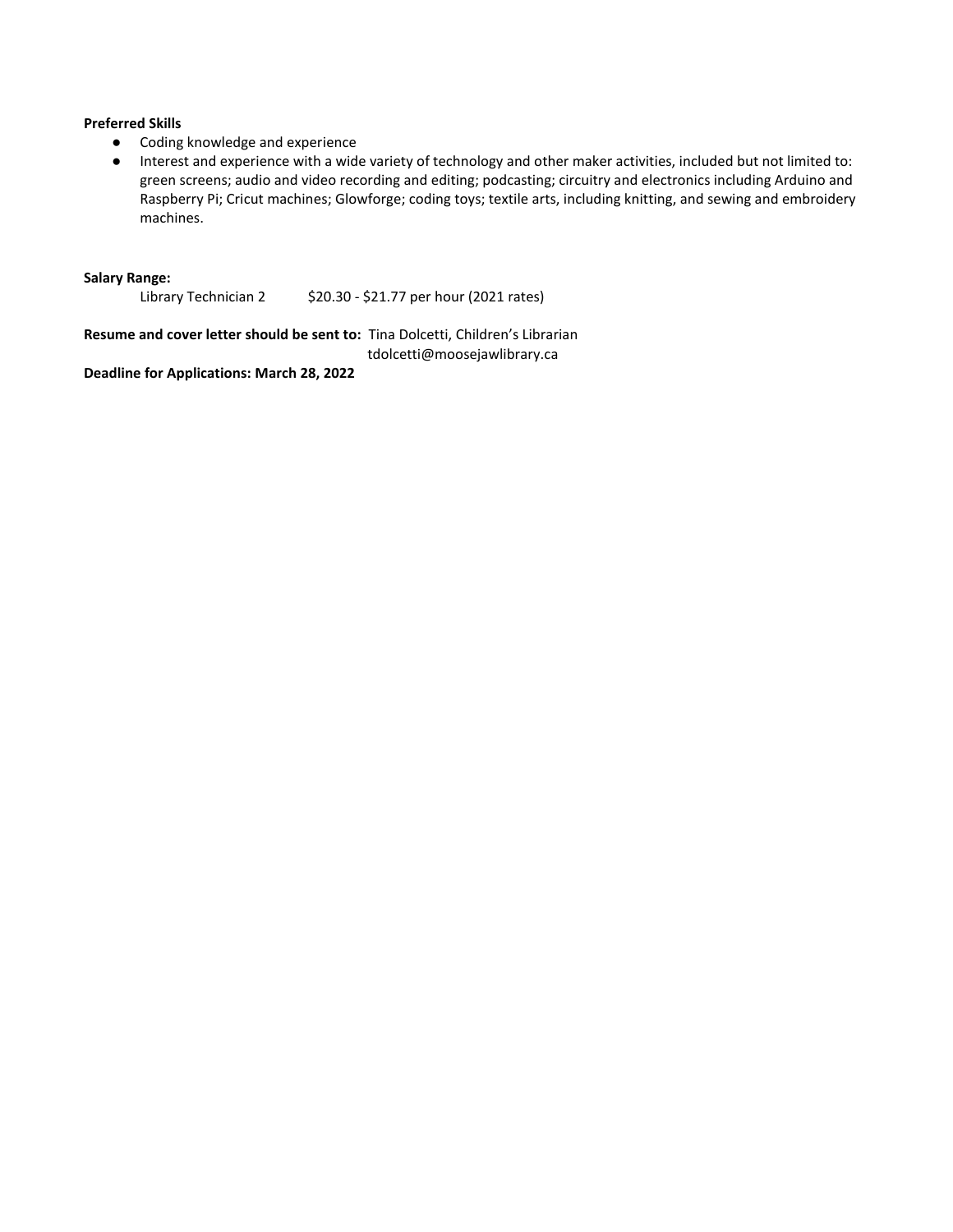**Preferred Skills**

- Coding knowledge and experience
- Interest and experience with a wide variety of technology and other maker activities, included but not limited to: green screens; audio and video recording and editing; podcasting; circuitry and electronics including Arduino and Raspberry Pi; Cricut machines; Glowforge; coding toys; textile arts, including knitting, and sewing and embroidery machines.

**Salary Range:**

Library Technician 2 $20.30 - $21.77 per hour (2021 rates)

**Resume and cover letter should be sent to:** Tina Dolcetti, Children's Librarian
tdolcetti@moosejawlibrary.ca

**Deadline for Applications: March 28, 2022**